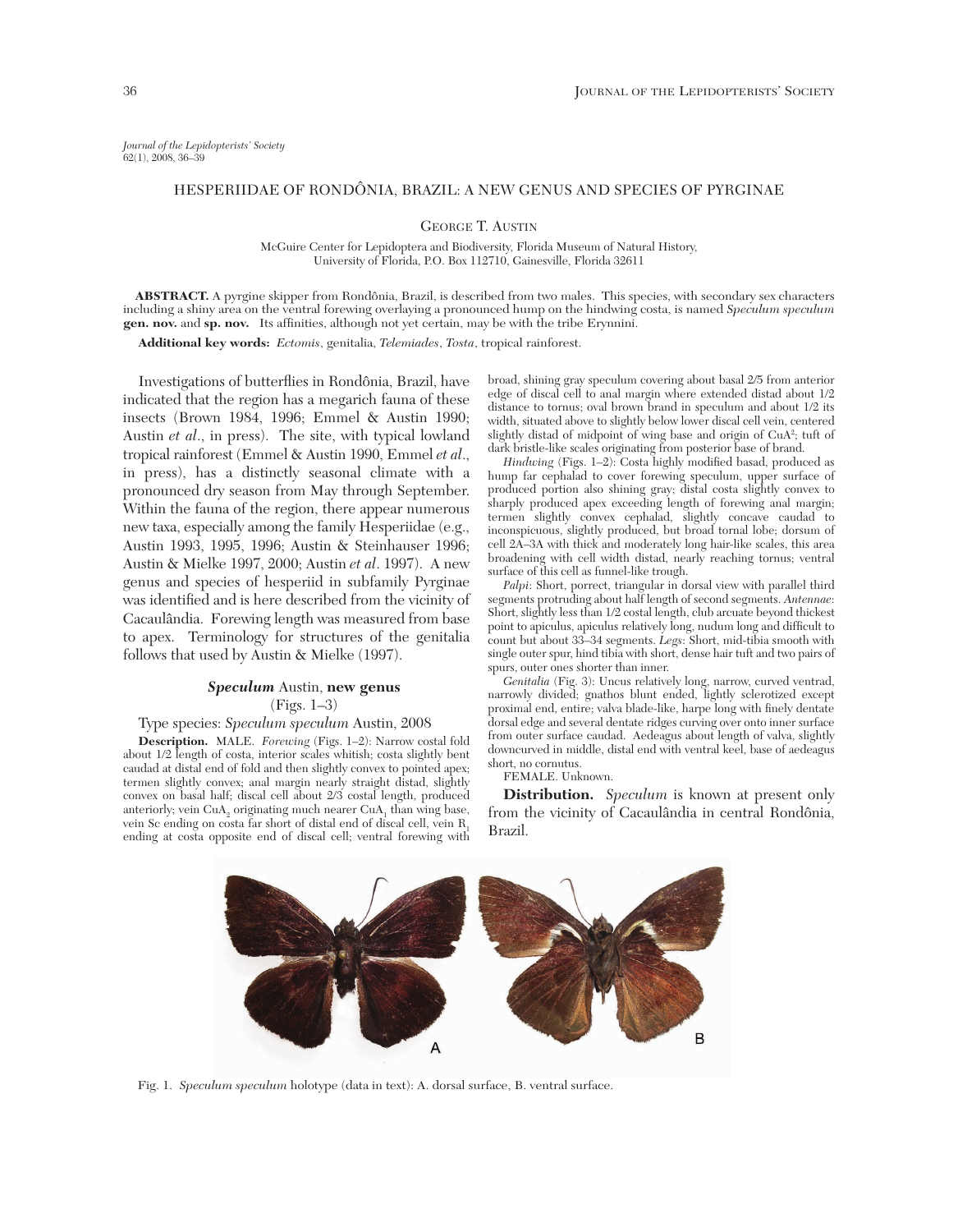*Journal of the Lepidopterists' Society*
62(1), 2008, 36–39

# HESPERIIDAE OF RONDÔNIA, BRAZIL: A NEW GENUS AND SPECIES OF PYRGINAE

GEORGE T. AUSTIN

McGuire Center for Lepidoptera and Biodiversity, Florida Museum of Natural History, University of Florida, P.O. Box 112710, Gainesville, Florida 32611

**ABSTRACT.** A pyrgine skipper from Rondônia, Brazil, is described from two males. This species, with secondary sex characters including a shiny area on the ventral forewing overlaying a pronounced hump on the hindwing costa, is named *Speculum speculum* **gen. nov.** and **sp. nov.** Its affinities, although not yet certain, may be with the tribe Erynnini.

**Additional key words:** *Ectomis*, genitalia, *Telemiades*, *Tosta*, tropical rainforest.

Investigations of butterflies in Rondônia, Brazil, have indicated that the region has a megarich fauna of these insects (Brown 1984, 1996; Emmel & Austin 1990; Austin *et al*., in press). The site, with typical lowland tropical rainforest (Emmel & Austin 1990, Emmel *et al*., in press), has a distinctly seasonal climate with a pronounced dry season from May through September. Within the fauna of the region, there appear numerous new taxa, especially among the family Hesperiidae (e.g., Austin 1993, 1995, 1996; Austin & Steinhauser 1996; Austin & Mielke 1997, 2000; Austin *et al*. 1997). A new genus and species of hesperiid in subfamily Pyrginae was identified and is here described from the vicinity of Cacaulândia. Forewing length was measured from base to apex. Terminology for structures of the genitalia follows that used by Austin & Mielke (1997).

## *Speculum* Austin, **new genus**

(Figs. 1–3)

Type species: *Speculum speculum* Austin, 2008

**Description.** MALE. *Forewing* (Figs. 1–2): Narrow costal fold about 1/2 length of costa, interior scales whitish; costa slightly bent caudad at distal end of fold and then slightly convex to pointed apex; termen slightly convex; anal margin nearly straight distad, slightly convex on basal half; discal cell about 2/3 costal length, produced anteriorly; vein $CuA_2$ originating much nearer $CuA_1$ than wing base, vein Sc ending on costa far short of distal end of discal cell, vein $R_1$ ending at costa opposite end of discal cell; ventral forewing with broad, shining gray speculum covering about basal 2/5 from anterior edge of discal cell to anal margin where extended distad about 1/2 distance to tornus; oval brown brand in speculum and about 1/2 its width, situated above to slightly below lower discal cell vein, centered slightly distad of midpoint of wing base and origin of $CuA^2$; tuft of dark bristle-like scales originating from posterior base of brand.

*Hindwing* (Figs. 1–2): Costa highly modified basad, produced as hump far cephalad to cover forewing speculum, upper surface of produced portion also shining gray; distal costa slightly convex to sharply produced apex exceeding length of forewing anal margin; termen slightly convex cephalad, slightly concave caudad to inconspicuous, slightly produced, but broad tornal lobe; dorsum of cell 2A–3A with thick and moderately long hair-like scales, this area broadening with cell width distad, nearly reaching tornus; ventral surface of this cell as funnel-like trough.

*Palpi*: Short, porrect, triangular in dorsal view with parallel third segments protruding about half length of second segments. *Antennae*: Short, slightly less than 1/2 costal length, club arcuate beyond thickest point to apiculus, apiculus relatively long, nudum long and difficult to count but about 33–34 segments. *Legs*: Short, mid-tibia smooth with single outer spur, hind tibia with short, dense hair tuft and two pairs of spurs, outer ones shorter than inner.

*Genitalia* (Fig. 3): Uncus relatively long, narrow, curved ventrad, narrowly divided; gnathos blunt ended, lightly sclerotized except proximal end, entire; valva blade-like, harpe long with finely dentate dorsal edge and several dentate ridges curving over onto inner surface from outer surface caudad. Aedeagus about length of valva, slightly downcurved in middle, distal end with ventral keel, base of aedeagus short, no cornutus.

FEMALE. Unknown.

**Distribution.** *Speculum* is known at present only from the vicinity of Cacaulândia in central Rondônia, Brazil.

Fig. 1. *Speculum speculum* holotype (data in text): A. dorsal surface, B. ventral surface.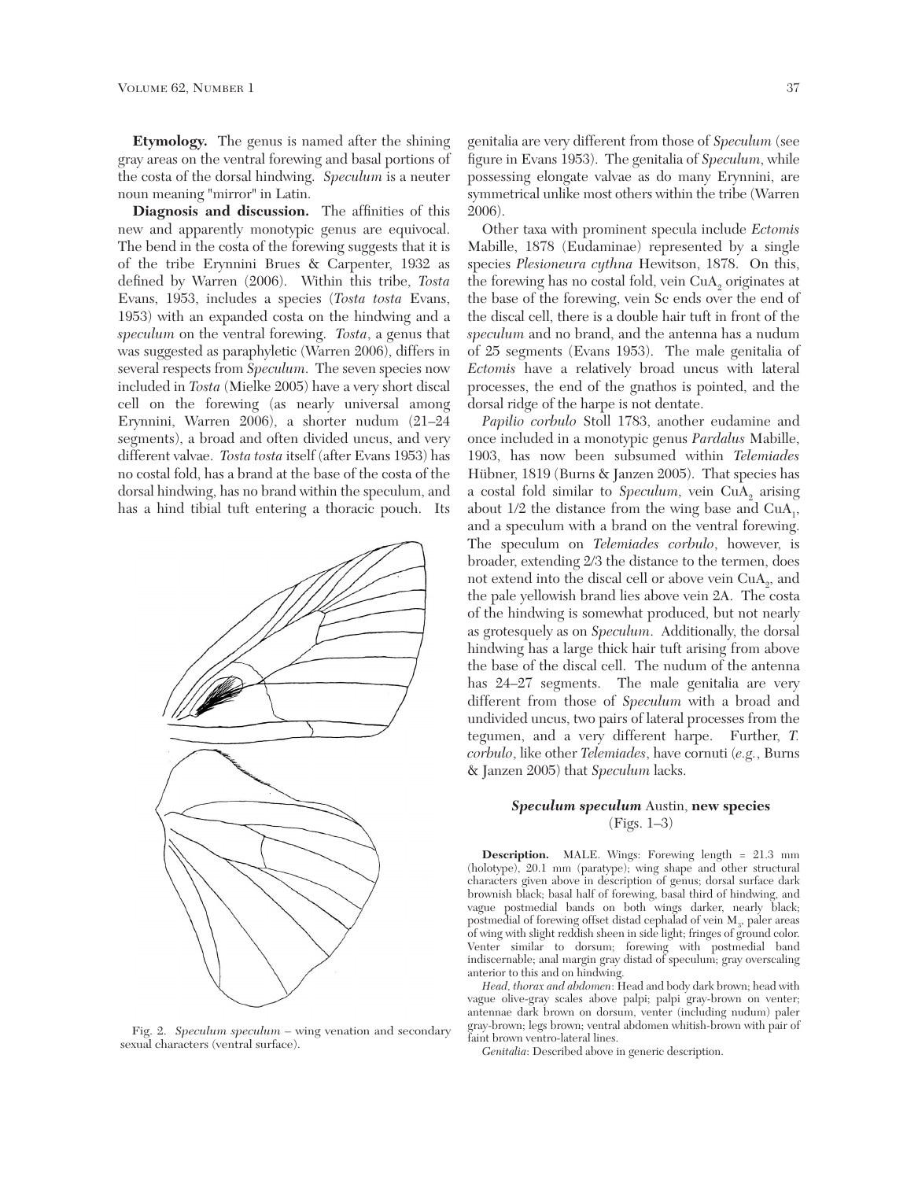**Etymology.** The genus is named after the shining gray areas on the ventral forewing and basal portions of the costa of the dorsal hindwing. *Speculum* is a neuter noun meaning "mirror" in Latin.

**Diagnosis and discussion.** The affinities of this new and apparently monotypic genus are equivocal. The bend in the costa of the forewing suggests that it is of the tribe Erynnini Brues & Carpenter, 1932 as defined by Warren (2006). Within this tribe, *Tosta* Evans, 1953, includes a species (*Tosta tosta* Evans, 1953) with an expanded costa on the hindwing and a *speculum* on the ventral forewing. *Tosta*, a genus that was suggested as paraphyletic (Warren 2006), differs in several respects from *Speculum*. The seven species now included in *Tosta* (Mielke 2005) have a very short discal cell on the forewing (as nearly universal among Erynnini, Warren 2006), a shorter nudum (21–24 segments), a broad and often divided uncus, and very different valvae. *Tosta tosta* itself (after Evans 1953) has no costal fold, has a brand at the base of the costa of the dorsal hindwing, has no brand within the speculum, and has a hind tibial tuft entering a thoracic pouch. Its genitalia are very different from those of *Speculum* (see figure in Evans 1953). The genitalia of *Speculum*, while possessing elongate valvae as do many Erynnini, are symmetrical unlike most others within the tribe (Warren 2006).

Fig. 2. *Speculum speculum* – wing venation and secondary sexual characters (ventral surface).

Other taxa with prominent specula include *Ectomis* Mabille, 1878 (Eudaminae) represented by a single species *Plesioneura cythna* Hewitson, 1878. On this, the forewing has no costal fold, vein $CuA_2$ originates at the base of the forewing, vein Sc ends over the end of the discal cell, there is a double hair tuft in front of the *speculum* and no brand, and the antenna has a nudum of 25 segments (Evans 1953). The male genitalia of *Ectomis* have a relatively broad uncus with lateral processes, the end of the gnathos is pointed, and the dorsal ridge of the harpe is not dentate.

*Papilio corbulo* Stoll 1783, another eudamine and once included in a monotypic genus *Pardalus* Mabille, 1903, has now been subsumed within *Telemiades* Hübner, 1819 (Burns & Janzen 2005). That species has a costal fold similar to *Speculum*, vein $CuA_2$ arising about 1/2 the distance from the wing base and $CuA_1$, and a speculum with a brand on the ventral forewing. The speculum on *Telemiades corbulo*, however, is broader, extending 2/3 the distance to the termen, does not extend into the discal cell or above vein $CuA_2$, and the pale yellowish brand lies above vein 2A. The costa of the hindwing is somewhat produced, but not nearly as grotesquely as on *Speculum*. Additionally, the dorsal hindwing has a large thick hair tuft arising from above the base of the discal cell. The nudum of the antenna has 24–27 segments. The male genitalia are very different from those of *Speculum* with a broad and undivided uncus, two pairs of lateral processes from the tegumen, and a very different harpe. Further, *T. corbulo*, like other *Telemiades*, have cornuti (*e.g.*, Burns & Janzen 2005) that *Speculum* lacks.

### ***Speculum speculum*** Austin, **new species**
(Figs. 1–3)

**Description.** MALE. Wings: Forewing length = 21.3 mm (holotype), 20.1 mm (paratype); wing shape and other structural characters given above in description of genus; dorsal surface dark brownish black; basal half of forewing, basal third of hindwing, and vague postmedial bands on both wings darker, nearly black; postmedial of forewing offset distad cephalad of vein $M_3$, paler areas of wing with slight reddish sheen in side light; fringes of ground color. Venter similar to dorsum; forewing with postmedial band indiscernable; anal margin gray distad of speculum; gray overscaling anterior to this and on hindwing.

*Head, thorax and abdomen*: Head and body dark brown; head with vague olive-gray scales above palpi; palpi gray-brown on venter; antennae dark brown on dorsum, venter (including nudum) paler gray-brown; legs brown; ventral abdomen whitish-brown with pair of faint brown ventro-lateral lines.

*Genitalia*: Described above in generic description.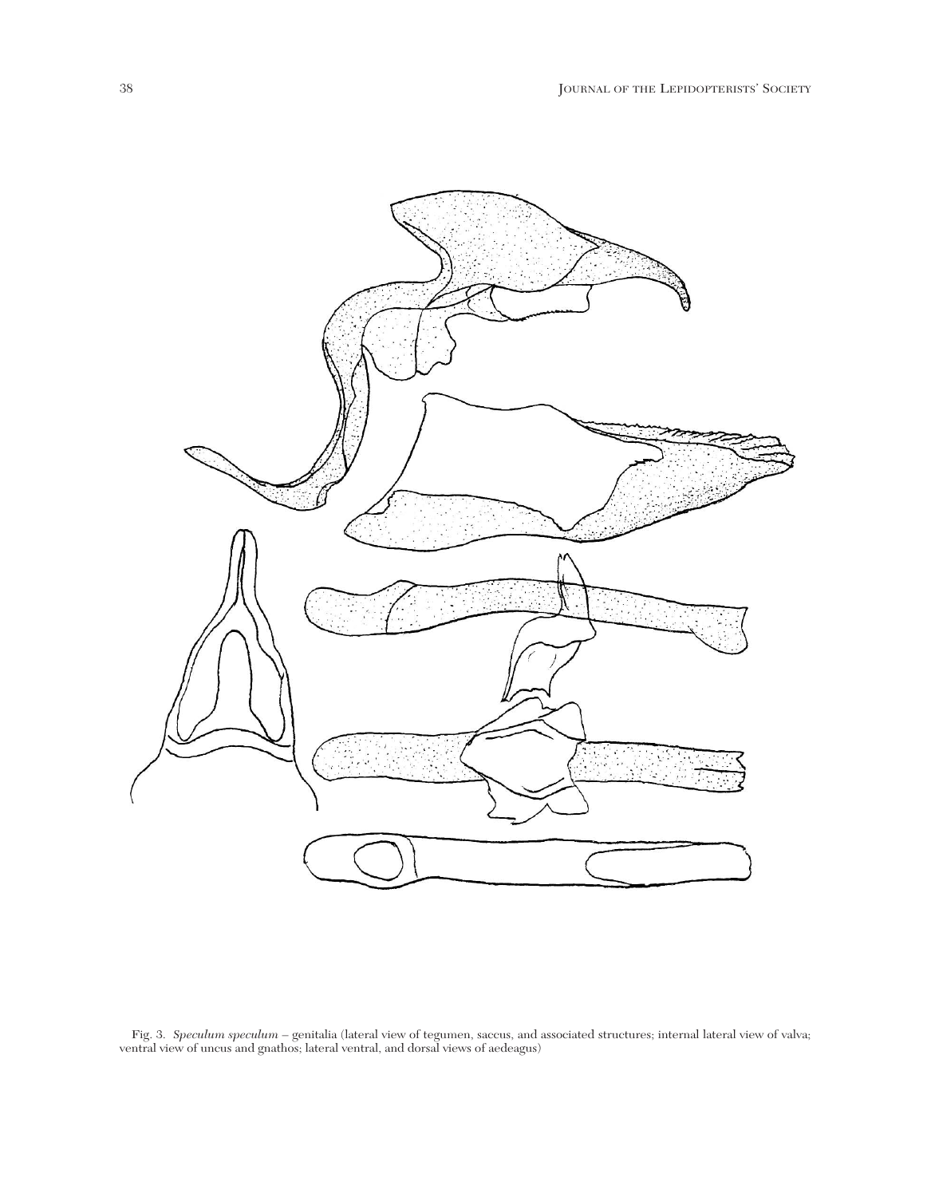Fig. 3. *Speculum speculum* – genitalia (lateral view of tegumen, saccus, and associated structures; internal lateral view of valva; ventral view of uncus and gnathos; lateral ventral, and dorsal views of aedeagus)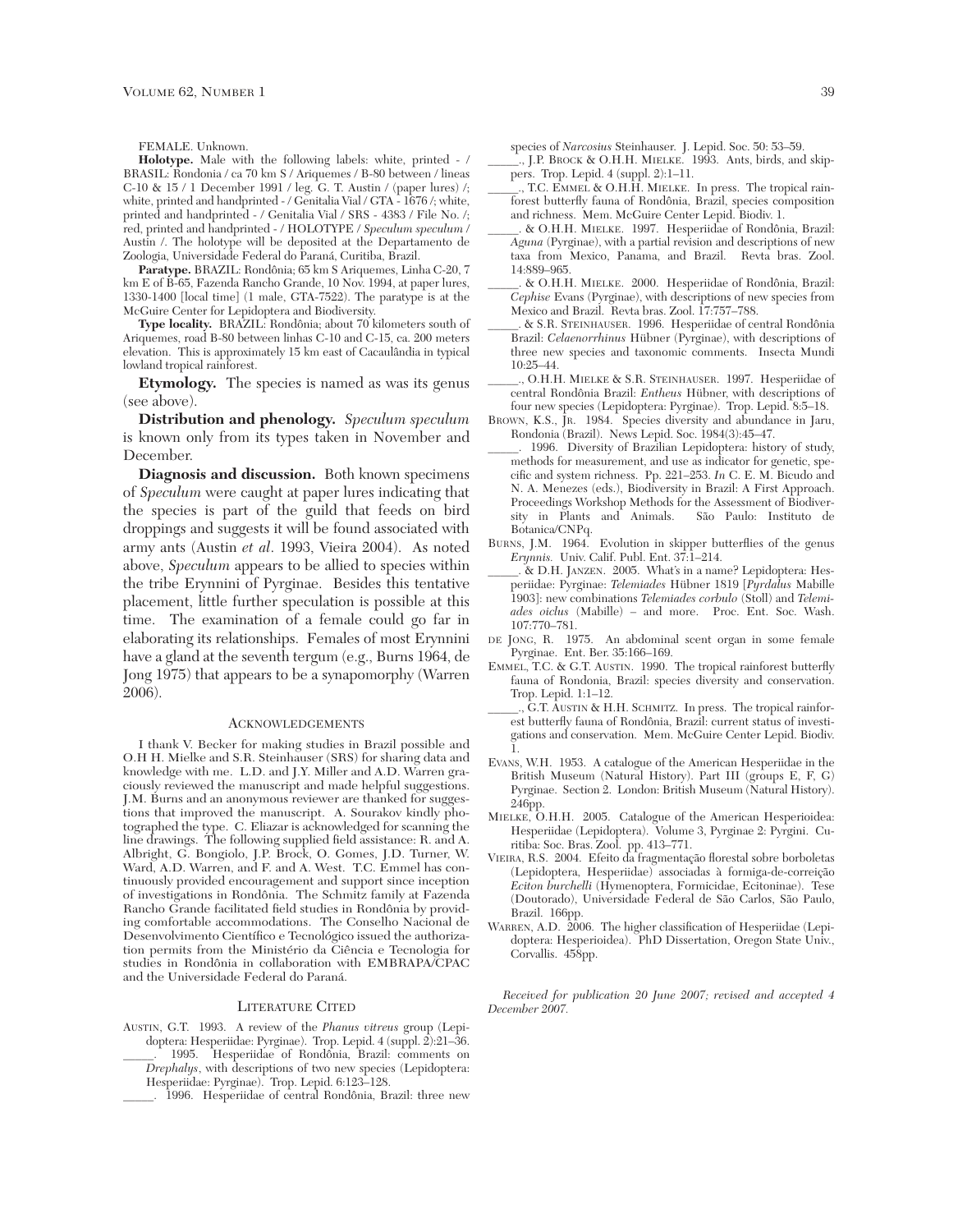FEMALE. Unknown.

**Holotype.** Male with the following labels: white, printed - / BRASIL: Rondonia / ca 70 km S / Ariquemes / B-80 between / lineas C-10 & 15 / 1 December 1991 / leg. G. T. Austin / (paper lures) /; white, printed and handprinted - / Genitalia Vial / GTA - 1676 /; white, printed and handprinted - / Genitalia Vial / SRS - 4383 / File No. /; red, printed and handprinted - / HOLOTYPE / *Speculum speculum* / Austin /. The holotype will be deposited at the Departamento de Zoologia, Universidade Federal do Paraná, Curitiba, Brazil.

**Paratype.** BRAZIL: Rondônia; 65 km S Ariquemes, Linha C-20, 7 km E of B-65, Fazenda Rancho Grande, 10 Nov. 1994, at paper lures, 1330-1400 [local time] (1 male, GTA-7522). The paratype is at the McGuire Center for Lepidoptera and Biodiversity.

**Type locality.** BRAZIL: Rondônia; about 70 kilometers south of Ariquemes, road B-80 between linhas C-10 and C-15, ca. 200 meters elevation. This is approximately 15 km east of Cacaulândia in typical lowland tropical rainforest.

**Etymology.** The species is named as was its genus (see above).

**Distribution and phenology.** *Speculum speculum* is known only from its types taken in November and December.

**Diagnosis and discussion.** Both known specimens of *Speculum* were caught at paper lures indicating that the species is part of the guild that feeds on bird droppings and suggests it will be found associated with army ants (Austin *et al*. 1993, Vieira 2004). As noted above, *Speculum* appears to be allied to species within the tribe Erynnini of Pyrginae. Besides this tentative placement, little further speculation is possible at this time. The examination of a female could go far in elaborating its relationships. Females of most Erynnini have a gland at the seventh tergum (e.g., Burns 1964, de Jong 1975) that appears to be a synapomorphy (Warren 2006).

## Acknowledgements

I thank V. Becker for making studies in Brazil possible and O.H H. Mielke and S.R. Steinhauser (SRS) for sharing data and knowledge with me. L.D. and J.Y. Miller and A.D. Warren graciously reviewed the manuscript and made helpful suggestions. J.M. Burns and an anonymous reviewer are thanked for suggestions that improved the manuscript. A. Sourakov kindly photographed the type. C. Eliazar is acknowledged for scanning the line drawings. The following supplied field assistance: R. and A. Albright, G. Bongiolo, J.P. Brock, O. Gomes, J.D. Turner, W. Ward, A.D. Warren, and F. and A. West. T.C. Emmel has continuously provided encouragement and support since inception of investigations in Rondônia. The Schmitz family at Fazenda Rancho Grande facilitated field studies in Rondônia by providing comfortable accommodations. The Conselho Nacional de Desenvolvimento Científico e Tecnológico issued the authorization permits from the Ministério da Ciência e Tecnologia for studies in Rondônia in collaboration with EMBRAPA/CPAC and the Universidade Federal do Paraná.

## Literature Cited

Austin, G.T. 1993. A review of the *Phanus vitreus* group (Lepidoptera: Hesperiidae: Pyrginae). Trop. Lepid. 4 (suppl. 2):21–36.

_____. 1995. Hesperiidae of Rondônia, Brazil: comments on *Drephalys*, with descriptions of two new species (Lepidoptera: Hesperiidae: Pyrginae). Trop. Lepid. 6:123–128.

_____. 1996. Hesperiidae of central Rondônia, Brazil: three new species of *Narcosius* Steinhauser. J. Lepid. Soc. 50: 53–59.

_____., J.P. Brock & O.H.H. Mielke. 1993. Ants, birds, and skippers. Trop. Lepid. 4 (suppl. 2):1–11.

_____., T.C. Emmel & O.H.H. Mielke. In press. The tropical rainforest butterfly fauna of Rondônia, Brazil, species composition and richness. Mem. McGuire Center Lepid. Biodiv. 1.

_____. & O.H.H. Mielke. 1997. Hesperiidae of Rondônia, Brazil: *Aguna* (Pyrginae), with a partial revision and descriptions of new taxa from Mexico, Panama, and Brazil. Revta bras. Zool. 14:889–965.

_____. & O.H.H. Mielke. 2000. Hesperiidae of Rondônia, Brazil: *Cephise* Evans (Pyrginae), with descriptions of new species from Mexico and Brazil. Revta bras. Zool. 17:757–788.

_____. & S.R. Steinhauser. 1996. Hesperiidae of central Rondônia Brazil: *Celaenorrhinus* Hübner (Pyrginae), with descriptions of three new species and taxonomic comments. Insecta Mundi 10:25–44.

_____., O.H.H. Mielke & S.R. Steinhauser. 1997. Hesperiidae of central Rondônia Brazil: *Entheus* Hübner, with descriptions of four new species (Lepidoptera: Pyrginae). Trop. Lepid. 8:5–18.

Brown, K.S., Jr. 1984. Species diversity and abundance in Jaru, Rondonia (Brazil). News Lepid. Soc. 1984(3):45–47.

_____. 1996. Diversity of Brazilian Lepidoptera: history of study, methods for measurement, and use as indicator for genetic, specific and system richness. Pp. 221–253. *In* C. E. M. Bicudo and N. A. Menezes (eds.), Biodiversity in Brazil: A First Approach. Proceedings Workshop Methods for the Assessment of Biodiversity in Plants and Animals. São Paulo: Instituto de Botanica/CNPq.

Burns, J.M. 1964. Evolution in skipper butterflies of the genus *Erynnis*. Univ. Calif. Publ. Ent. 37:1–214.

_____. & D.H. Janzen. 2005. What's in a name? Lepidoptera: Hesperiidae: Pyrginae: *Telemiades* Hübner 1819 [*Pyrdalus* Mabille 1903]: new combinations *Telemiades corbulo* (Stoll) and *Telemiades oiclus* (Mabille) – and more. Proc. Ent. Soc. Wash. 107:770–781.

de Jong, R. 1975. An abdominal scent organ in some female Pyrginae. Ent. Ber. 35:166–169.

Emmel, T.C. & G.T. Austin. 1990. The tropical rainforest butterfly fauna of Rondonia, Brazil: species diversity and conservation. Trop. Lepid. 1:1–12.

_____., G.T. Austin & H.H. Schmitz. In press. The tropical rainforest butterfly fauna of Rondônia, Brazil: current status of investigations and conservation. Mem. McGuire Center Lepid. Biodiv. 1.

Evans, W.H. 1953. A catalogue of the American Hesperiidae in the British Museum (Natural History). Part III (groups E, F, G) Pyrginae. Section 2. London: British Museum (Natural History). 246pp.

Mielke, O.H.H. 2005. Catalogue of the American Hesperioidea: Hesperiidae (Lepidoptera). Volume 3, Pyrginae 2: Pyrgini. Curitiba: Soc. Bras. Zool. pp. 413–771.

Vieira, R.S. 2004. Efeito da fragmentação florestal sobre borboletas (Lepidoptera, Hesperiidae) associadas à formiga-de-correição *Eciton burchelli* (Hymenoptera, Formicidae, Ecitoninae). Tese (Doutorado), Universidade Federal de São Carlos, São Paulo, Brazil. 166pp.

Warren, A.D. 2006. The higher classification of Hesperiidae (Lepidoptera: Hesperioidea). PhD Dissertation, Oregon State Univ., Corvallis. 458pp.

*Received for publication 20 June 2007; revised and accepted 4 December 2007.*